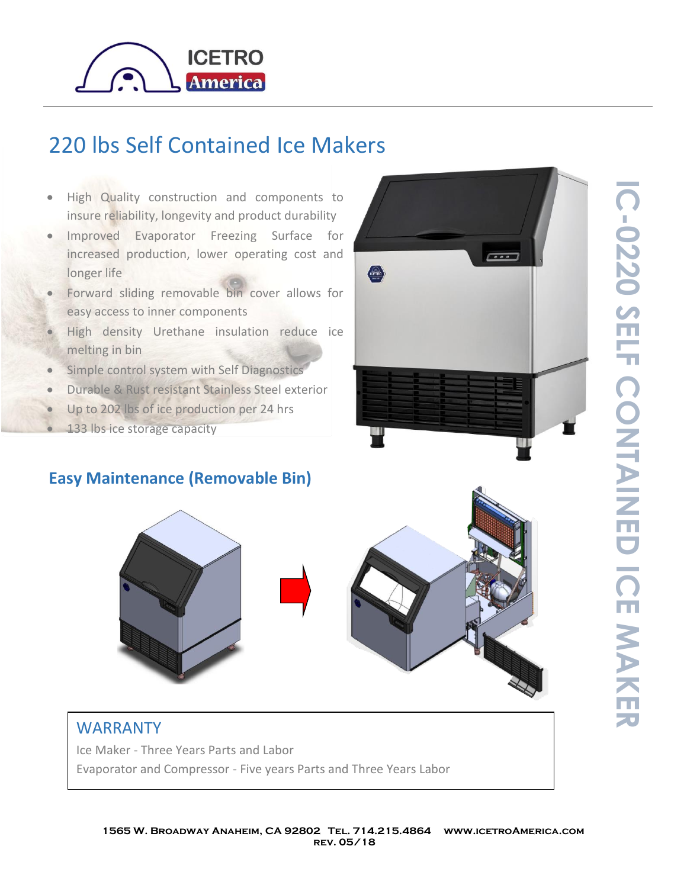ICETRO America

# 220 lbs Self Contained Ice Makers

- High Quality construction and components to insure reliability, longevity and product durability
- Improved Evaporator Freezing Surface for increased production, lower operating cost and longer life
- Forward sliding removable bin cover allows for easy access to inner components
- High density Urethane insulation reduce ice melting in bin
- Simple control system with Self Diagnostics
- Durable & Rust resistant Stainless Steel exterior
- Up to 202 lbs of ice production per 24 hrs
- 133 lbs ice storage capacity

IC-0220 SELF CONTAINED ICE MAKER

## Easy Maintenance (Removable Bin)

### WARRANTY

Ice Maker - Three Years Parts and Labor

Evaporator and Compressor - Five years Parts and Three Years Labor

1565 W. Broadway Anaheim, CA 92802 Tel. 714.215.4864 www.icetroAmerica.com
rev. 05/18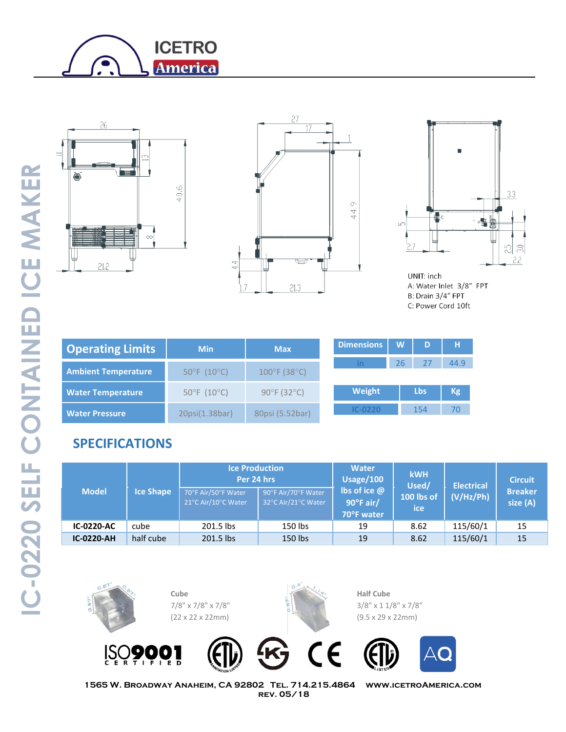# ICETRO America

IC-0220 SELF CONTAINED ICE MAKER

UNIT: inch
A: Water Inlet 3/8" FPT
B: Drain 3/4" FPT
C: Power Cord 10ft

| Operating Limits | Min | Max |
|---|---|---|
| Ambient Temperature | 50°F (10°C) | 100°F (38°C) |
| Water Temperature | 50°F (10°C) | 90°F (32°C) |
| Water Pressure | 20psi(1.38bar) | 80psi (5.52bar) |

| Dimensions | W | D | H |
|---|---|---|---|
| in | 26 | 27 | 44.9 |

| Weight | Lbs | Kg |
|---|---|---|
| IC-0220 | 154 | 70 |

## SPECIFICATIONS

| Model | Ice Shape | Ice Production Per 24 hrs | | Water Usage/100 lbs of ice @ 90°F air/ 70°F water | kWH Used/ 100 lbs of ice | Electrical (V/Hz/Ph) | Circuit Breaker size (A) |
|---|---|---|---|---|---|---|---|
| | | 70°F Air/50°F Water 21°C Air/10°C Water | 90°F Air/70°F Water 32°C Air/21°C Water | | | | |
| **IC-0220-AC** | cube | 201.5 lbs | 150 lbs | 19 | 8.62 | 115/60/1 | 15 |
| **IC-0220-AH** | half cube | 201.5 lbs | 150 lbs | 19 | 8.62 | 115/60/1 | 15 |

**Cube**
7/8" x 7/8" x 7/8"
(22 x 22 x 22mm)

**Half Cube**
3/8" x 1 1/8" x 7/8"
(9.5 x 29 x 22mm)

ISO9001 CERTIFIED

1565 W. Broadway Anaheim, CA 92802 Tel. 714.215.4864 www.icetroamerica.com
rev. 05/18